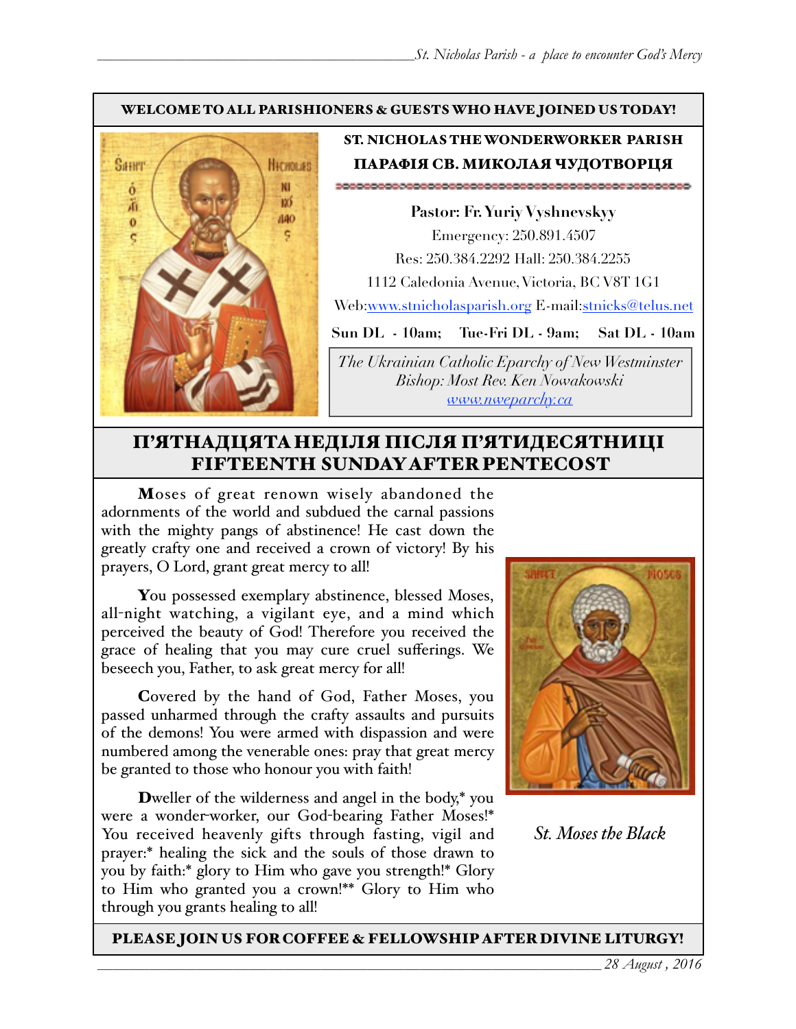**WELCOME TO ALL PARISHIONERS & GUESTS WHO HAVE JOINED US TODAY!**

**ST. NICHOLAS THE WONDERWORKER PARISH**

**ПАРАФІЯ СВ. МИКОЛАЯ ЧУДОТВОРЦЯ**

**Pastor: Fr. Yuriy Vyshnevskyy**

Emergency: 250.891.4507

Res: 250.384.2292 Hall: 250.384.2255

1112 Caledonia Avenue, Victoria, BC V8T 1G1

Web:www.stnicholasparish.org E-mail:stnicks@telus.net

**Sun DL - 10am; Tue-Fri DL - 9am; Sat DL - 10am**

*The Ukrainian Catholic Eparchy of New Westminster*
*Bishop: Most Rev. Ken Nowakowski*
*www.nweparchy.ca*

# П'ЯТНАДЦЯТА НЕДІЛЯ ПІСЛЯ П'ЯТИДЕСЯТНИЦІ
# FIFTEENTH SUNDAY AFTER PENTECOST

**M**oses of great renown wisely abandoned the adornments of the world and subdued the carnal passions with the mighty pangs of abstinence! He cast down the greatly crafty one and received a crown of victory! By his prayers, O Lord, grant great mercy to all!

**Y**ou possessed exemplary abstinence, blessed Moses, all-night watching, a vigilant eye, and a mind which perceived the beauty of God! Therefore you received the grace of healing that you may cure cruel sufferings. We beseech you, Father, to ask great mercy for all!

**C**overed by the hand of God, Father Moses, you passed unharmed through the crafty assaults and pursuits of the demons! You were armed with dispassion and were numbered among the venerable ones: pray that great mercy be granted to those who honour you with faith!

**D**weller of the wilderness and angel in the body,* you were a wonder-worker, our God-bearing Father Moses!* You received heavenly gifts through fasting, vigil and prayer:* healing the sick and the souls of those drawn to you by faith:* glory to Him who gave you strength!* Glory to Him who granted you a crown!** Glory to Him who through you grants healing to all!

*St. Moses the Black*

**PLEASE JOIN US FOR COFFEE & FELLOWSHIP AFTER DIVINE LITURGY!**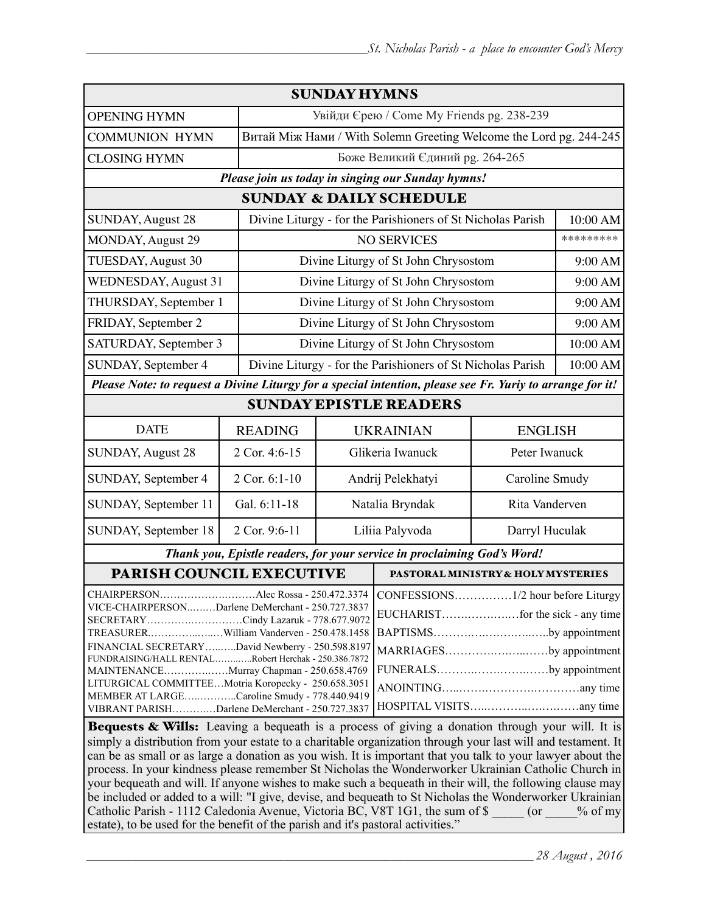## SUNDAY HYMNS

| | |
|---|---|
| OPENING HYMN | Увійди Єрею / Come My Friends pg. 238-239 |
| COMMUNION HYMN | Витай Між Нами / With Solemn Greeting Welcome the Lord pg. 244-245 |
| CLOSING HYMN | Боже Великий Єдиний pg. 264-265 |

***Please join us today in singing our Sunday hymns!***

## SUNDAY & DAILY SCHEDULE

| | | |
|---|---|---|
| SUNDAY, August 28 | Divine Liturgy - for the Parishioners of St Nicholas Parish | 10:00 AM |
| MONDAY, August 29 | NO SERVICES | ********* |
| TUESDAY, August 30 | Divine Liturgy of St John Chrysostom | 9:00 AM |
| WEDNESDAY, August 31 | Divine Liturgy of St John Chrysostom | 9:00 AM |
| THURSDAY, September 1 | Divine Liturgy of St John Chrysostom | 9:00 AM |
| FRIDAY, September 2 | Divine Liturgy of St John Chrysostom | 9:00 AM |
| SATURDAY, September 3 | Divine Liturgy of St John Chrysostom | 10:00 AM |
| SUNDAY, September 4 | Divine Liturgy - for the Parishioners of St Nicholas Parish | 10:00 AM |

***Please Note: to request a Divine Liturgy for a special intention, please see Fr. Yuriy to arrange for it!***

## SUNDAY EPISTLE READERS

| DATE | READING | UKRAINIAN | ENGLISH |
|---|---|---|---|
| SUNDAY, August 28 | 2 Cor. 4:6-15 | Glikeria Iwanuck | Peter Iwanuck |
| SUNDAY, September 4 | 2 Cor. 6:1-10 | Andrij Pelekhatyi | Caroline Smudy |
| SUNDAY, September 11 | Gal. 6:11-18 | Natalia Bryndak | Rita Vanderven |
| SUNDAY, September 18 | 2 Cor. 9:6-11 | Liliia Palyvoda | Darryl Huculak |

***Thank you, Epistle readers, for your service in proclaiming God's Word!***

## PARISH COUNCIL EXECUTIVE

CHAIRPERSON……………………Alec Rossa - 250.472.3374
VICE-CHAIRPERSON………Darlene DeMerchant - 250.727.3837
SECRETARY……………………Cindy Lazaruk - 778.677.9072
TREASURER……………William Vanderven - 250.478.1458
FINANCIAL SECRETARY………David Newberry - 250.598.8197
FUNDRAISING/HALL RENTAL…………Robert Herchak - 250.386.7872
MAINTENANCE……………Murray Chapman - 250.658.4769
LITURGICAL COMMITTEE…Motria Koropecky - 250.658.3051
MEMBER AT LARGE…………Caroline Smudy - 778.440.9419
VIBRANT PARISH…………Darlene DeMerchant - 250.727.3837

## PASTORAL MINISTRY & HOLY MYSTERIES

CONFESSIONS……………1/2 hour before Liturgy
EUCHARIST………………for the sick - any time
BAPTISMS……………………………by appointment
MARRIAGES…………………………by appointment
FUNERALS…………………………by appointment
ANOINTING……………………………………any time
HOSPITAL VISITS…………………………any time

**Bequests & Wills:** Leaving a bequeath is a process of giving a donation through your will. It is simply a distribution from your estate to a charitable organization through your last will and testament. It can be as small or as large a donation as you wish. It is important that you talk to your lawyer about the process. In your kindness please remember St Nicholas the Wonderworker Ukrainian Catholic Church in your bequeath and will. If anyone wishes to make such a bequeath in their will, the following clause may be included or added to a will: "I give, devise, and bequeath to St Nicholas the Wonderworker Ukrainian Catholic Parish - 1112 Caledonia Avenue, Victoria BC, V8T 1G1, the sum of $ _____ (or _____% of my estate), to be used for the benefit of the parish and it's pastoral activities."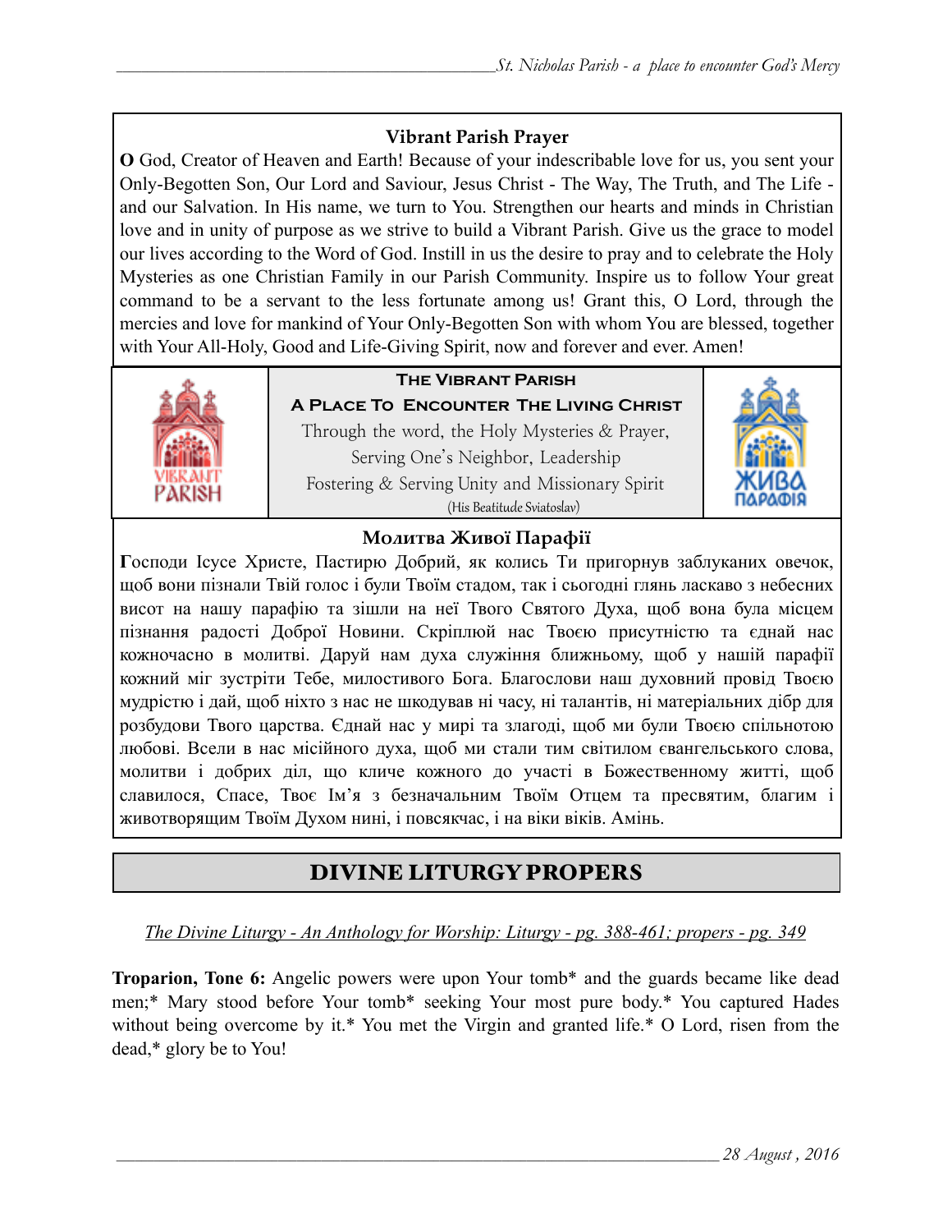### Vibrant Parish Prayer

**O** God, Creator of Heaven and Earth! Because of your indescribable love for us, you sent your Only-Begotten Son, Our Lord and Saviour, Jesus Christ - The Way, The Truth, and The Life - and our Salvation. In His name, we turn to You. Strengthen our hearts and minds in Christian love and in unity of purpose as we strive to build a Vibrant Parish. Give us the grace to model our lives according to the Word of God. Instill in us the desire to pray and to celebrate the Holy Mysteries as one Christian Family in our Parish Community. Inspire us to follow Your great command to be a servant to the less fortunate among us! Grant this, O Lord, through the mercies and love for mankind of Your Only-Begotten Son with whom You are blessed, together with Your All-Holy, Good and Life-Giving Spirit, now and forever and ever. Amen!

VIBRANT PARISH

**THE VIBRANT PARISH**

**A PLACE TO ENCOUNTER THE LIVING CHRIST**

Through the word, the Holy Mysteries & Prayer,
Serving One's Neighbor, Leadership
Fostering & Serving Unity and Missionary Spirit
(His Beatitude Sviatoslav)

ЖИВА ПАРАФІЯ

### Молитва Живої Парафії

**Г**осподи Ісусе Христе, Пастирю Добрий, як колись Ти пригорнув заблуканих овечок, щоб вони пізнали Твій голос і були Твоїм стадом, так і сьогодні глянь ласкаво з небесних висот на нашу парафію та зішли на неї Твого Святого Духа, щоб вона була місцем пізнання радості Доброї Новини. Скріплюй нас Твоєю присутністю та єднай нас кожночасно в молитві. Даруй нам духа служіння ближньому, щоб у нашій парафії кожний міг зустріти Тебе, милостивого Бога. Благослови наш духовний провід Твоєю мудрістю і дай, щоб ніхто з нас не шкодував ні часу, ні талантів, ні матеріальних дібр для розбудови Твого царства. Єднай нас у мирі та злагоді, щоб ми були Твоєю спільнотою любові. Всели в нас місійного духа, щоб ми стали тим світилом євангельського слова, молитви і добрих діл, що кличе кожного до участі в Божественному житті, щоб славилося, Спасе, Твоє Ім'я з безначальним Твоїм Отцем та пресвятим, благим і животворящим Твоїм Духом нині, і повсякчас, і на віки віків. Амінь.

## DIVINE LITURGY PROPERS

*The Divine Liturgy - An Anthology for Worship: Liturgy - pg. 388-461; propers - pg. 349*

**Troparion, Tone 6:** Angelic powers were upon Your tomb* and the guards became like dead men;* Mary stood before Your tomb* seeking Your most pure body.* You captured Hades without being overcome by it.* You met the Virgin and granted life.* O Lord, risen from the dead,* glory be to You!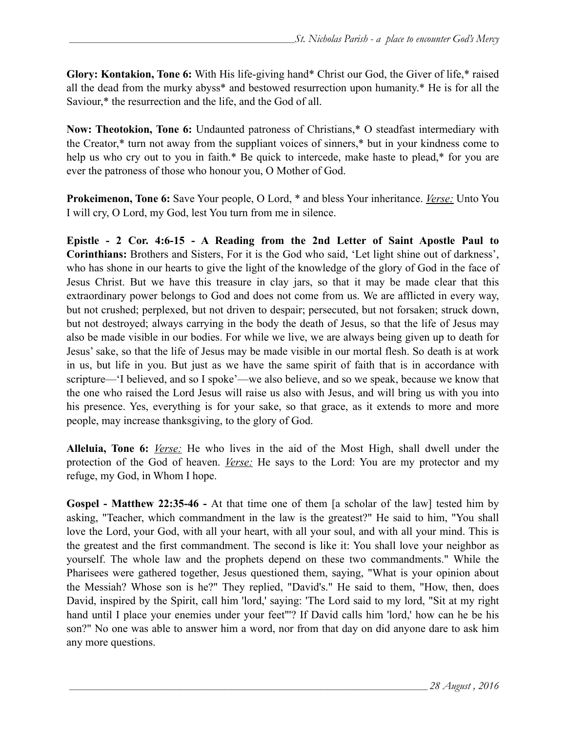**Glory: Kontakion, Tone 6:** With His life-giving hand* Christ our God, the Giver of life,* raised all the dead from the murky abyss* and bestowed resurrection upon humanity.* He is for all the Saviour,* the resurrection and the life, and the God of all.

**Now: Theotokion, Tone 6:** Undaunted patroness of Christians,* O steadfast intermediary with the Creator,* turn not away from the suppliant voices of sinners,* but in your kindness come to help us who cry out to you in faith.* Be quick to intercede, make haste to plead,* for you are ever the patroness of those who honour you, O Mother of God.

**Prokeimenon, Tone 6:** Save Your people, O Lord, * and bless Your inheritance. *Verse:* Unto You I will cry, O Lord, my God, lest You turn from me in silence.

**Epistle - 2 Cor. 4:6-15 - A Reading from the 2nd Letter of Saint Apostle Paul to Corinthians:** Brothers and Sisters, For it is the God who said, 'Let light shine out of darkness', who has shone in our hearts to give the light of the knowledge of the glory of God in the face of Jesus Christ. But we have this treasure in clay jars, so that it may be made clear that this extraordinary power belongs to God and does not come from us. We are afflicted in every way, but not crushed; perplexed, but not driven to despair; persecuted, but not forsaken; struck down, but not destroyed; always carrying in the body the death of Jesus, so that the life of Jesus may also be made visible in our bodies. For while we live, we are always being given up to death for Jesus' sake, so that the life of Jesus may be made visible in our mortal flesh. So death is at work in us, but life in you. But just as we have the same spirit of faith that is in accordance with scripture—'I believed, and so I spoke'—we also believe, and so we speak, because we know that the one who raised the Lord Jesus will raise us also with Jesus, and will bring us with you into his presence. Yes, everything is for your sake, so that grace, as it extends to more and more people, may increase thanksgiving, to the glory of God.

**Alleluia, Tone 6:** *Verse:* He who lives in the aid of the Most High, shall dwell under the protection of the God of heaven. *Verse:* He says to the Lord: You are my protector and my refuge, my God, in Whom I hope.

**Gospel - Matthew 22:35-46 -** At that time one of them [a scholar of the law] tested him by asking, "Teacher, which commandment in the law is the greatest?" He said to him, "You shall love the Lord, your God, with all your heart, with all your soul, and with all your mind. This is the greatest and the first commandment. The second is like it: You shall love your neighbor as yourself. The whole law and the prophets depend on these two commandments." While the Pharisees were gathered together, Jesus questioned them, saying, "What is your opinion about the Messiah? Whose son is he?" They replied, "David's." He said to them, "How, then, does David, inspired by the Spirit, call him 'lord,' saying: 'The Lord said to my lord, "Sit at my right hand until I place your enemies under your feet"'? If David calls him 'lord,' how can he be his son?" No one was able to answer him a word, nor from that day on did anyone dare to ask him any more questions.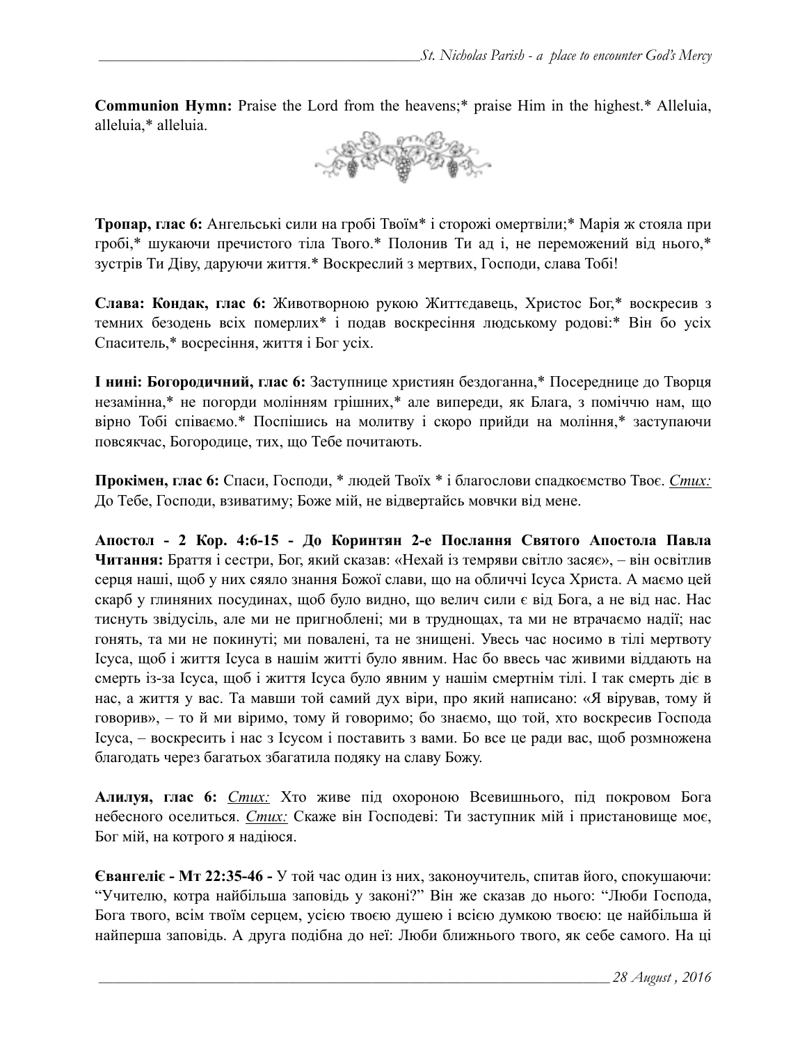**Communion Hymn:** Praise the Lord from the heavens;* praise Him in the highest.* Alleluia, alleluia,* alleluia.

**Тропар, глас 6:** Ангельські сили на гробі Твоїм* і сторожі омертвіли;* Марія ж стояла при гробі,* шукаючи пречистого тіла Твого.* Полонив Ти ад і, не переможений від нього,* зустрів Ти Діву, даруючи життя.* Воскреслий з мертвих, Господи, слава Тобі!

**Слава: Кондак, глас 6:** Животворною рукою Життєдавець, Христос Бог,* воскресив з темних безодень всіх померлих* і подав воскресіння людському родові:* Він бо усіх Спаситель,* восресіння, життя і Бог усіх.

**І нині: Богородичний, глас 6:** Заступнице християн бездоганна,* Посереднице до Творця незамінна,* не погорди молінням грішних,* але випереди, як Блага, з поміччю нам, що вірно Тобі співаємо.* Поспішись на молитву і скоро прийди на моління,* заступаючи повсякчас, Богородице, тих, що Тебе почитають.

**Прокімен, глас 6:** Спаси, Господи, * людей Твоїх * і благослови спадкоємство Твоє. *Стих:* До Тебе, Господи, взиватиму; Боже мій, не відвертайсь мовчки від мене.

**Апостол - 2 Кор. 4:6-15 - До Коринтян 2-е Послання Святого Апостола Павла Читання:** Браття і сестри, Бог, який сказав: «Нехай із темряви світло засяє», – він освітлив серця наші, щоб у них сяяло знання Божої слави, що на обличчі Ісуса Христа. А маємо цей скарб у глиняних посудинах, щоб було видно, що велич сили є від Бога, а не від нас. Нас тиснуть звідусіль, але ми не пригноблені; ми в труднощах, та ми не втрачаємо надії; нас гонять, та ми не покинуті; ми повалені, та не знищені. Увесь час носимо в тілі мертвоту Ісуса, щоб і життя Ісуса в нашім житті було явним. Нас бо ввесь час живими віддають на смерть із-за Ісуса, щоб і життя Ісуса було явним у нашім смертнім тілі. І так смерть діє в нас, а життя у вас. Та мавши той самий дух віри, про який написано: «Я вірував, тому й говорив», – то й ми віримо, тому й говоримо; бо знаємо, що той, хто воскресив Господа Ісуса, – воскресить і нас з Ісусом і поставить з вами. Бо все це ради вас, щоб розмножена благодать через багатьох збагатила подяку на славу Божу.

**Алилуя, глас 6:** *Стих:* Хто живе під охороною Всевишнього, під покровом Бога небесного оселиться. *Стих:* Скаже він Господеві: Ти заступник мій і пристановище моє, Бог мій, на котрого я надіюся.

**Євангеліє - Мт 22:35-46 -** У той час один із них, законоучитель, спитав його, спокушаючи: "Учителю, котра найбільша заповідь у законі?" Він же сказав до нього: "Люби Господа, Бога твого, всім твоїм серцем, усією твоєю душею і всією думкою твоєю: це найбільша й найперша заповідь. А друга подібна до неї: Люби ближнього твого, як себе самого. На ці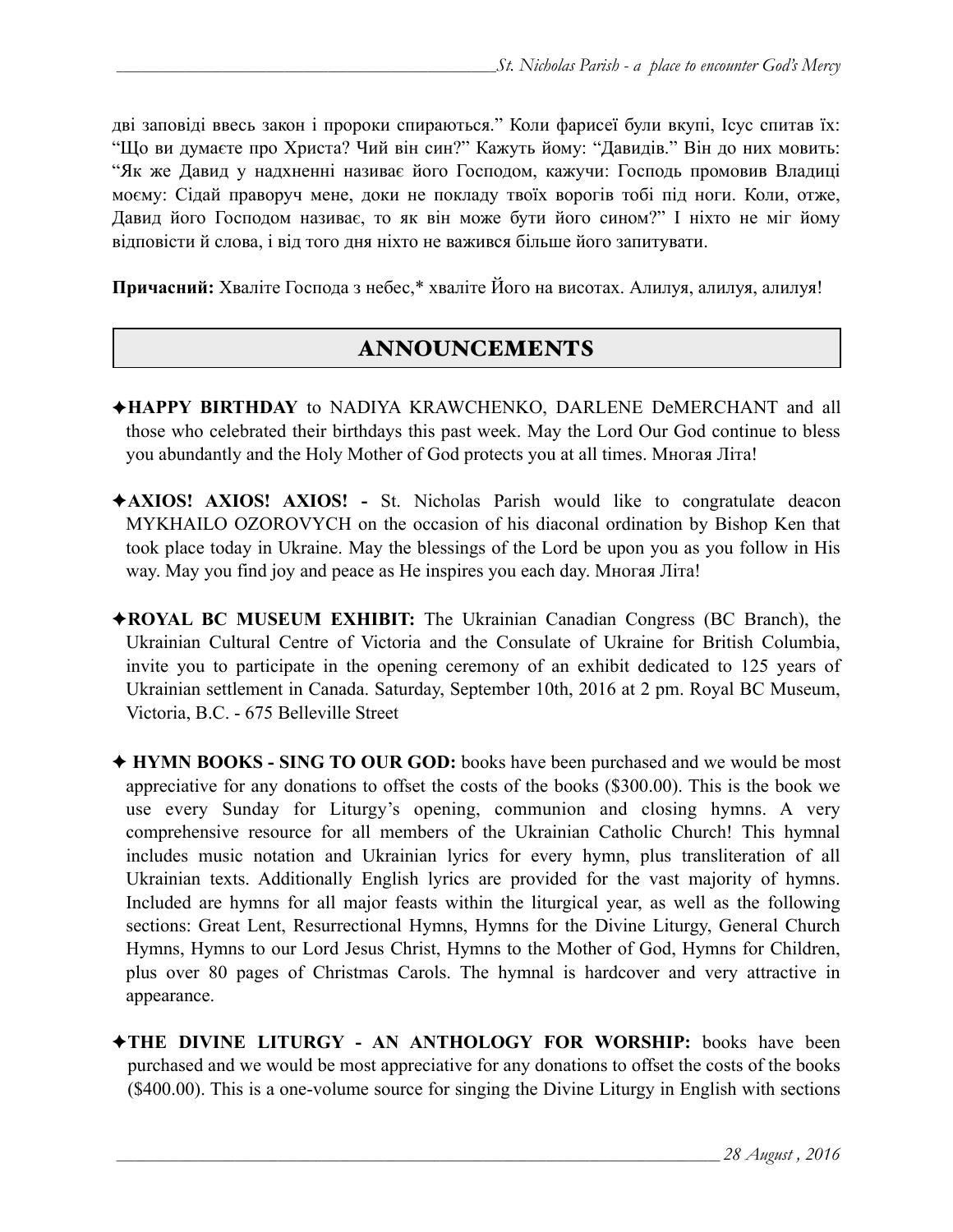дві заповіді ввесь закон і пророки спираються.” Коли фарисеї були вкупі, Ісус спитав їх: “Що ви думаєте про Христа? Чий він син?” Кажуть йому: “Давидів.” Він до них мовить: “Як же Давид у надхненні називає його Господом, кажучи: Господь промовив Владиці моєму: Сідай праворуч мене, доки не покладу твоїх ворогів тобі під ноги. Коли, отже, Давид його Господом називає, то як він може бути його сином?” І ніхто не міг йому відповісти й слова, і від того дня ніхто не важився більше його запитувати.

**Причасний:** Хваліте Господа з небес,* хваліте Його на висотах. Алилуя, алилуя, алилуя!

## ANNOUNCEMENTS

✦**HAPPY BIRTHDAY** to NADIYA KRAWCHENKO, DARLENE DeMERCHANT and all those who celebrated their birthdays this past week. May the Lord Our God continue to bless you abundantly and the Holy Mother of God protects you at all times. Многая Літа!

✦**AXIOS! AXIOS! AXIOS! -** St. Nicholas Parish would like to congratulate deacon MYKHAILO OZOROVYCH on the occasion of his diaconal ordination by Bishop Ken that took place today in Ukraine. May the blessings of the Lord be upon you as you follow in His way. May you find joy and peace as He inspires you each day. Многая Літа!

✦**ROYAL BC MUSEUM EXHIBIT:** The Ukrainian Canadian Congress (BC Branch), the Ukrainian Cultural Centre of Victoria and the Consulate of Ukraine for British Columbia, invite you to participate in the opening ceremony of an exhibit dedicated to 125 years of Ukrainian settlement in Canada. Saturday, September 10th, 2016 at 2 pm. Royal BC Museum, Victoria, B.C. - 675 Belleville Street

✦ **HYMN BOOKS - SING TO OUR GOD:** books have been purchased and we would be most appreciative for any donations to offset the costs of the books ($300.00). This is the book we use every Sunday for Liturgy's opening, communion and closing hymns. A very comprehensive resource for all members of the Ukrainian Catholic Church! This hymnal includes music notation and Ukrainian lyrics for every hymn, plus transliteration of all Ukrainian texts. Additionally English lyrics are provided for the vast majority of hymns. Included are hymns for all major feasts within the liturgical year, as well as the following sections: Great Lent, Resurrectional Hymns, Hymns for the Divine Liturgy, General Church Hymns, Hymns to our Lord Jesus Christ, Hymns to the Mother of God, Hymns for Children, plus over 80 pages of Christmas Carols. The hymnal is hardcover and very attractive in appearance.

✦**THE DIVINE LITURGY - AN ANTHOLOGY FOR WORSHIP:** books have been purchased and we would be most appreciative for any donations to offset the costs of the books ($400.00). This is a one-volume source for singing the Divine Liturgy in English with sections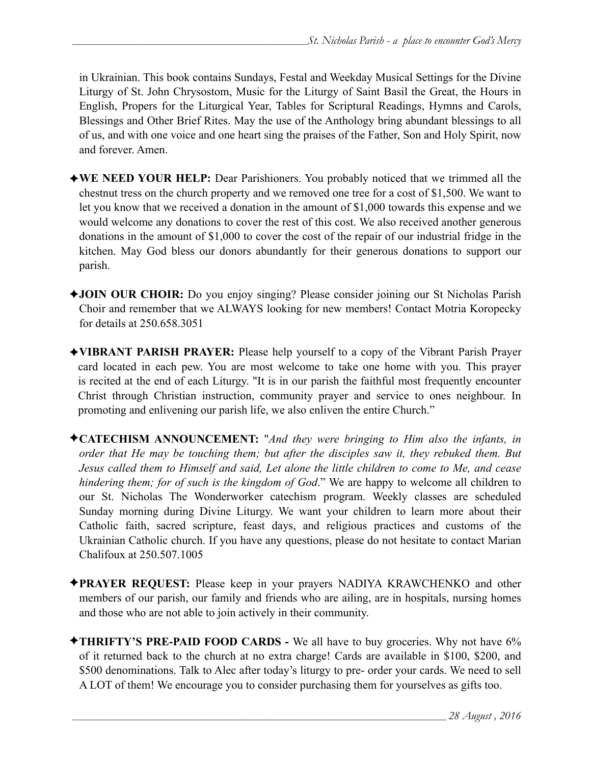in Ukrainian. This book contains Sundays, Festal and Weekday Musical Settings for the Divine Liturgy of St. John Chrysostom, Music for the Liturgy of Saint Basil the Great, the Hours in English, Propers for the Liturgical Year, Tables for Scriptural Readings, Hymns and Carols, Blessings and Other Brief Rites. May the use of the Anthology bring abundant blessings to all of us, and with one voice and one heart sing the praises of the Father, Son and Holy Spirit, now and forever. Amen.

✦**WE NEED YOUR HELP:** Dear Parishioners. You probably noticed that we trimmed all the chestnut tress on the church property and we removed one tree for a cost of $1,500. We want to let you know that we received a donation in the amount of $1,000 towards this expense and we would welcome any donations to cover the rest of this cost. We also received another generous donations in the amount of $1,000 to cover the cost of the repair of our industrial fridge in the kitchen. May God bless our donors abundantly for their generous donations to support our parish.

✦**JOIN OUR CHOIR:** Do you enjoy singing? Please consider joining our St Nicholas Parish Choir and remember that we ALWAYS looking for new members! Contact Motria Koropecky for details at 250.658.3051

✦**VIBRANT PARISH PRAYER:** Please help yourself to a copy of the Vibrant Parish Prayer card located in each pew. You are most welcome to take one home with you. This prayer is recited at the end of each Liturgy. "It is in our parish the faithful most frequently encounter Christ through Christian instruction, community prayer and service to ones neighbour. In promoting and enlivening our parish life, we also enliven the entire Church."

✦**CATECHISM ANNOUNCEMENT:** "*And they were bringing to Him also the infants, in order that He may be touching them; but after the disciples saw it, they rebuked them. But Jesus called them to Himself and said, Let alone the little children to come to Me, and cease hindering them; for of such is the kingdom of God*." We are happy to welcome all children to our St. Nicholas The Wonderworker catechism program. Weekly classes are scheduled Sunday morning during Divine Liturgy. We want your children to learn more about their Catholic faith, sacred scripture, feast days, and religious practices and customs of the Ukrainian Catholic church. If you have any questions, please do not hesitate to contact Marian Chalifoux at 250.507.1005

✦**PRAYER REQUEST:** Please keep in your prayers NADIYA KRAWCHENKO and other members of our parish, our family and friends who are ailing, are in hospitals, nursing homes and those who are not able to join actively in their community.

✦**THRIFTY'S PRE-PAID FOOD CARDS -** We all have to buy groceries. Why not have 6% of it returned back to the church at no extra charge! Cards are available in $100, $200, and $500 denominations. Talk to Alec after today's liturgy to pre- order your cards. We need to sell A LOT of them! We encourage you to consider purchasing them for yourselves as gifts too.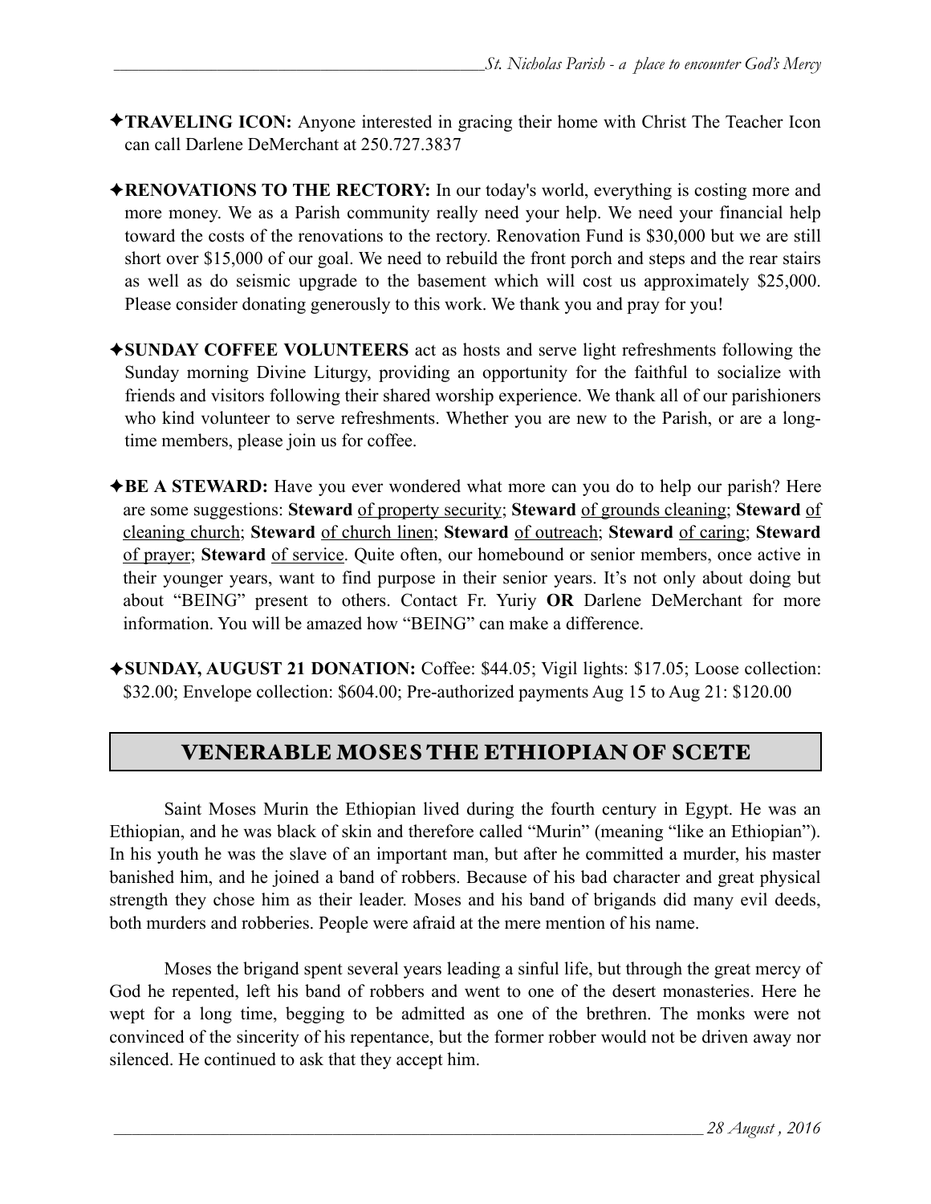✦**TRAVELING ICON:** Anyone interested in gracing their home with Christ The Teacher Icon can call Darlene DeMerchant at 250.727.3837

✦**RENOVATIONS TO THE RECTORY:** In our today's world, everything is costing more and more money. We as a Parish community really need your help. We need your financial help toward the costs of the renovations to the rectory. Renovation Fund is $30,000 but we are still short over $15,000 of our goal. We need to rebuild the front porch and steps and the rear stairs as well as do seismic upgrade to the basement which will cost us approximately $25,000. Please consider donating generously to this work. We thank you and pray for you!

✦**SUNDAY COFFEE VOLUNTEERS** act as hosts and serve light refreshments following the Sunday morning Divine Liturgy, providing an opportunity for the faithful to socialize with friends and visitors following their shared worship experience. We thank all of our parishioners who kind volunteer to serve refreshments. Whether you are new to the Parish, or are a long-time members, please join us for coffee.

✦**BE A STEWARD:** Have you ever wondered what more can you do to help our parish? Here are some suggestions: **Steward** of property security; **Steward** of grounds cleaning; **Steward** of cleaning church; **Steward** of church linen; **Steward** of outreach; **Steward** of caring; **Steward** of prayer; **Steward** of service. Quite often, our homebound or senior members, once active in their younger years, want to find purpose in their senior years. It's not only about doing but about "BEING" present to others. Contact Fr. Yuriy **OR** Darlene DeMerchant for more information. You will be amazed how "BEING" can make a difference.

✦**SUNDAY, AUGUST 21 DONATION:** Coffee: $44.05; Vigil lights: $17.05; Loose collection: $32.00; Envelope collection: $604.00; Pre-authorized payments Aug 15 to Aug 21: $120.00

## VENERABLE MOSES THE ETHIOPIAN OF SCETE

Saint Moses Murin the Ethiopian lived during the fourth century in Egypt. He was an Ethiopian, and he was black of skin and therefore called "Murin" (meaning "like an Ethiopian"). In his youth he was the slave of an important man, but after he committed a murder, his master banished him, and he joined a band of robbers. Because of his bad character and great physical strength they chose him as their leader. Moses and his band of brigands did many evil deeds, both murders and robberies. People were afraid at the mere mention of his name.

Moses the brigand spent several years leading a sinful life, but through the great mercy of God he repented, left his band of robbers and went to one of the desert monasteries. Here he wept for a long time, begging to be admitted as one of the brethren. The monks were not convinced of the sincerity of his repentance, but the former robber would not be driven away nor silenced. He continued to ask that they accept him.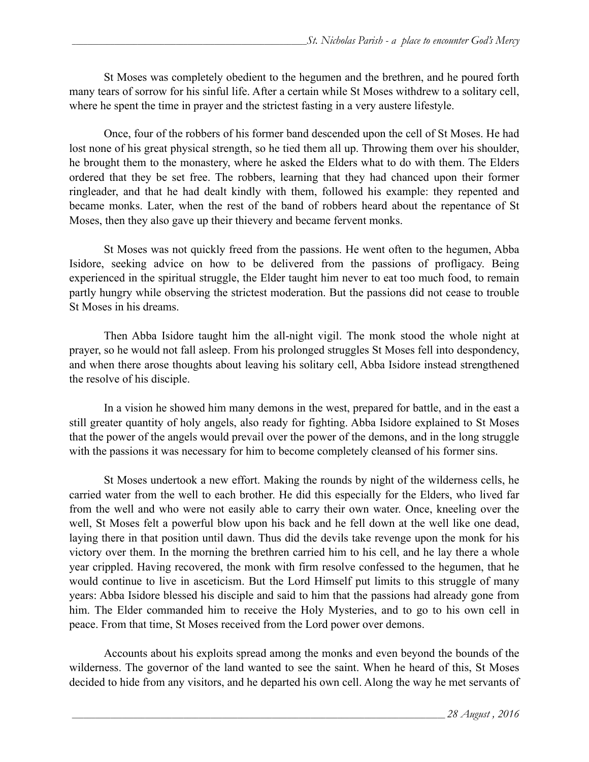St Moses was completely obedient to the hegumen and the brethren, and he poured forth many tears of sorrow for his sinful life. After a certain while St Moses withdrew to a solitary cell, where he spent the time in prayer and the strictest fasting in a very austere lifestyle.

Once, four of the robbers of his former band descended upon the cell of St Moses. He had lost none of his great physical strength, so he tied them all up. Throwing them over his shoulder, he brought them to the monastery, where he asked the Elders what to do with them. The Elders ordered that they be set free. The robbers, learning that they had chanced upon their former ringleader, and that he had dealt kindly with them, followed his example: they repented and became monks. Later, when the rest of the band of robbers heard about the repentance of St Moses, then they also gave up their thievery and became fervent monks.

St Moses was not quickly freed from the passions. He went often to the hegumen, Abba Isidore, seeking advice on how to be delivered from the passions of profligacy. Being experienced in the spiritual struggle, the Elder taught him never to eat too much food, to remain partly hungry while observing the strictest moderation. But the passions did not cease to trouble St Moses in his dreams.

Then Abba Isidore taught him the all-night vigil. The monk stood the whole night at prayer, so he would not fall asleep. From his prolonged struggles St Moses fell into despondency, and when there arose thoughts about leaving his solitary cell, Abba Isidore instead strengthened the resolve of his disciple.

In a vision he showed him many demons in the west, prepared for battle, and in the east a still greater quantity of holy angels, also ready for fighting. Abba Isidore explained to St Moses that the power of the angels would prevail over the power of the demons, and in the long struggle with the passions it was necessary for him to become completely cleansed of his former sins.

St Moses undertook a new effort. Making the rounds by night of the wilderness cells, he carried water from the well to each brother. He did this especially for the Elders, who lived far from the well and who were not easily able to carry their own water. Once, kneeling over the well, St Moses felt a powerful blow upon his back and he fell down at the well like one dead, laying there in that position until dawn. Thus did the devils take revenge upon the monk for his victory over them. In the morning the brethren carried him to his cell, and he lay there a whole year crippled. Having recovered, the monk with firm resolve confessed to the hegumen, that he would continue to live in asceticism. But the Lord Himself put limits to this struggle of many years: Abba Isidore blessed his disciple and said to him that the passions had already gone from him. The Elder commanded him to receive the Holy Mysteries, and to go to his own cell in peace. From that time, St Moses received from the Lord power over demons.

Accounts about his exploits spread among the monks and even beyond the bounds of the wilderness. The governor of the land wanted to see the saint. When he heard of this, St Moses decided to hide from any visitors, and he departed his own cell. Along the way he met servants of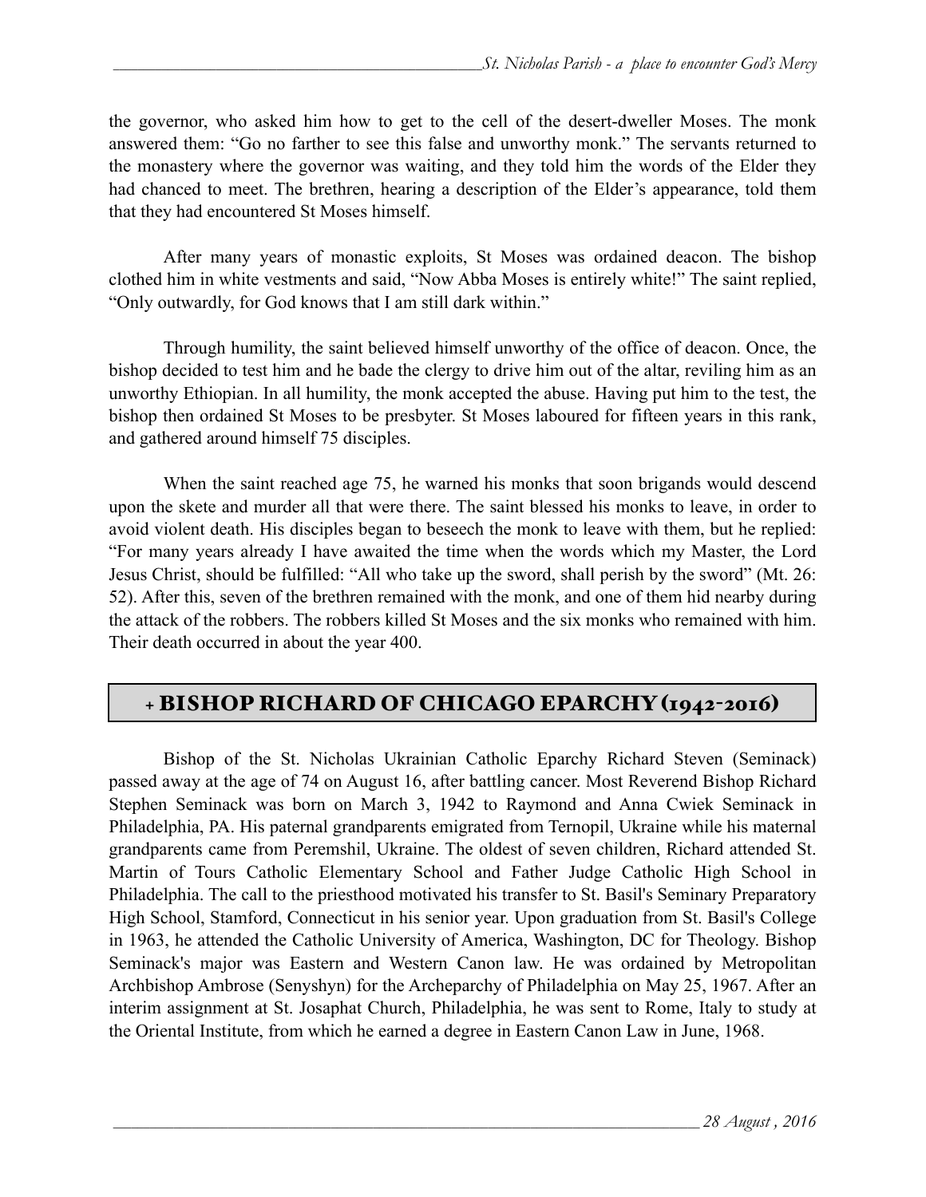the governor, who asked him how to get to the cell of the desert-dweller Moses. The monk answered them: “Go no farther to see this false and unworthy monk.” The servants returned to the monastery where the governor was waiting, and they told him the words of the Elder they had chanced to meet. The brethren, hearing a description of the Elder’s appearance, told them that they had encountered St Moses himself.

After many years of monastic exploits, St Moses was ordained deacon. The bishop clothed him in white vestments and said, “Now Abba Moses is entirely white!” The saint replied, “Only outwardly, for God knows that I am still dark within.”

Through humility, the saint believed himself unworthy of the office of deacon. Once, the bishop decided to test him and he bade the clergy to drive him out of the altar, reviling him as an unworthy Ethiopian. In all humility, the monk accepted the abuse. Having put him to the test, the bishop then ordained St Moses to be presbyter. St Moses laboured for fifteen years in this rank, and gathered around himself 75 disciples.

When the saint reached age 75, he warned his monks that soon brigands would descend upon the skete and murder all that were there. The saint blessed his monks to leave, in order to avoid violent death. His disciples began to beseech the monk to leave with them, but he replied: “For many years already I have awaited the time when the words which my Master, the Lord Jesus Christ, should be fulfilled: “All who take up the sword, shall perish by the sword” (Mt. 26: 52). After this, seven of the brethren remained with the monk, and one of them hid nearby during the attack of the robbers. The robbers killed St Moses and the six monks who remained with him. Their death occurred in about the year 400.

## + BISHOP RICHARD OF CHICAGO EPARCHY (1942-2016)

Bishop of the St. Nicholas Ukrainian Catholic Eparchy Richard Steven (Seminack) passed away at the age of 74 on August 16, after battling cancer. Most Reverend Bishop Richard Stephen Seminack was born on March 3, 1942 to Raymond and Anna Cwiek Seminack in Philadelphia, PA. His paternal grandparents emigrated from Ternopil, Ukraine while his maternal grandparents came from Peremshil, Ukraine. The oldest of seven children, Richard attended St. Martin of Tours Catholic Elementary School and Father Judge Catholic High School in Philadelphia. The call to the priesthood motivated his transfer to St. Basil's Seminary Preparatory High School, Stamford, Connecticut in his senior year. Upon graduation from St. Basil's College in 1963, he attended the Catholic University of America, Washington, DC for Theology. Bishop Seminack's major was Eastern and Western Canon law. He was ordained by Metropolitan Archbishop Ambrose (Senyshyn) for the Archeparchy of Philadelphia on May 25, 1967. After an interim assignment at St. Josaphat Church, Philadelphia, he was sent to Rome, Italy to study at the Oriental Institute, from which he earned a degree in Eastern Canon Law in June, 1968.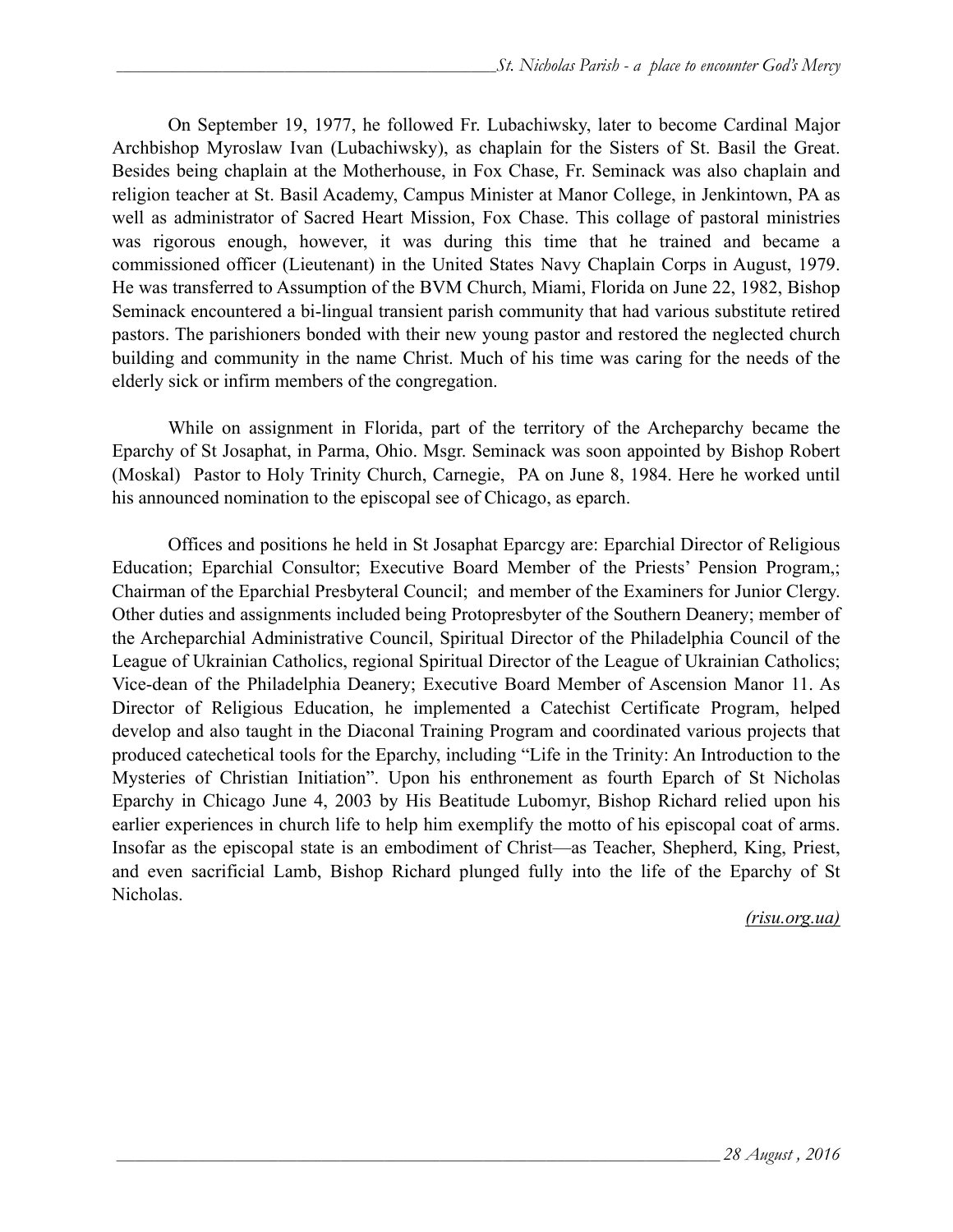On September 19, 1977, he followed Fr. Lubachiwsky, later to become Cardinal Major Archbishop Myroslaw Ivan (Lubachiwsky), as chaplain for the Sisters of St. Basil the Great. Besides being chaplain at the Motherhouse, in Fox Chase, Fr. Seminack was also chaplain and religion teacher at St. Basil Academy, Campus Minister at Manor College, in Jenkintown, PA as well as administrator of Sacred Heart Mission, Fox Chase. This collage of pastoral ministries was rigorous enough, however, it was during this time that he trained and became a commissioned officer (Lieutenant) in the United States Navy Chaplain Corps in August, 1979. He was transferred to Assumption of the BVM Church, Miami, Florida on June 22, 1982, Bishop Seminack encountered a bi-lingual transient parish community that had various substitute retired pastors. The parishioners bonded with their new young pastor and restored the neglected church building and community in the name Christ. Much of his time was caring for the needs of the elderly sick or infirm members of the congregation.

While on assignment in Florida, part of the territory of the Archeparchy became the Eparchy of St Josaphat, in Parma, Ohio. Msgr. Seminack was soon appointed by Bishop Robert (Moskal) Pastor to Holy Trinity Church, Carnegie, PA on June 8, 1984. Here he worked until his announced nomination to the episcopal see of Chicago, as eparch.

Offices and positions he held in St Josaphat Eparcgy are: Eparchial Director of Religious Education; Eparchial Consultor; Executive Board Member of the Priests' Pension Program,; Chairman of the Eparchial Presbyteral Council; and member of the Examiners for Junior Clergy. Other duties and assignments included being Protopresbyter of the Southern Deanery; member of the Archeparchial Administrative Council, Spiritual Director of the Philadelphia Council of the League of Ukrainian Catholics, regional Spiritual Director of the League of Ukrainian Catholics; Vice-dean of the Philadelphia Deanery; Executive Board Member of Ascension Manor 11. As Director of Religious Education, he implemented a Catechist Certificate Program, helped develop and also taught in the Diaconal Training Program and coordinated various projects that produced catechetical tools for the Eparchy, including "Life in the Trinity: An Introduction to the Mysteries of Christian Initiation". Upon his enthronement as fourth Eparch of St Nicholas Eparchy in Chicago June 4, 2003 by His Beatitude Lubomyr, Bishop Richard relied upon his earlier experiences in church life to help him exemplify the motto of his episcopal coat of arms. Insofar as the episcopal state is an embodiment of Christ—as Teacher, Shepherd, King, Priest, and even sacrificial Lamb, Bishop Richard plunged fully into the life of the Eparchy of St Nicholas.

*(risu.org.ua)*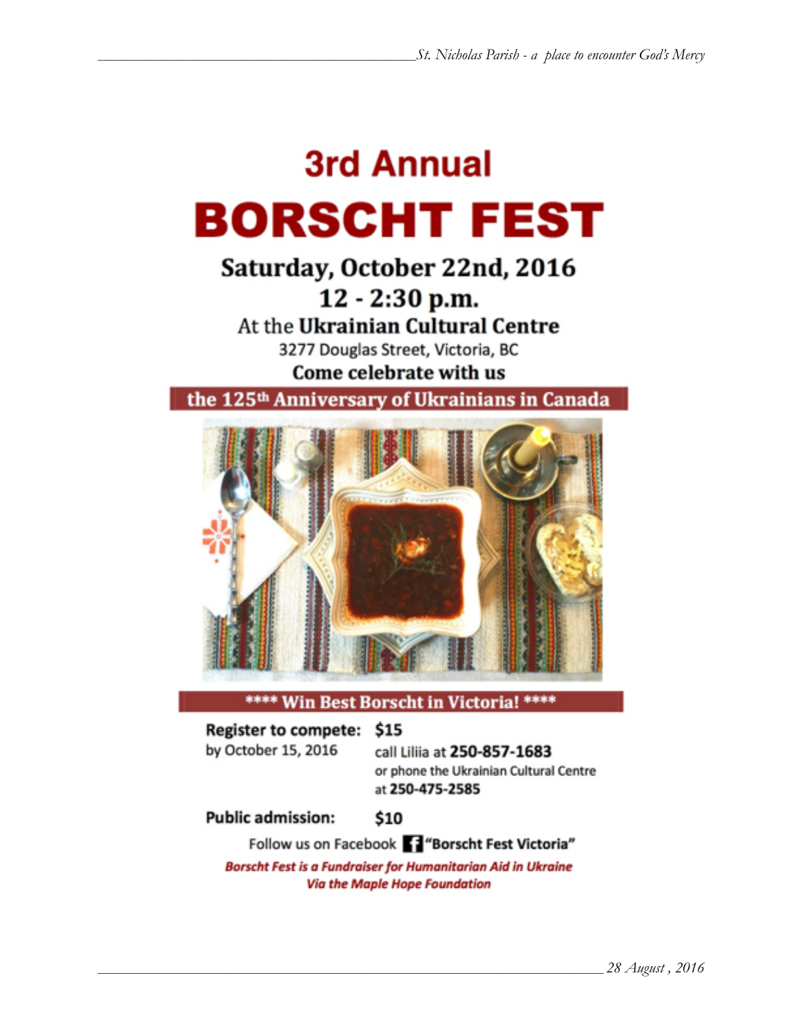# 3rd Annual

# BORSCHT FEST

## Saturday, October 22nd, 2016
## 12 - 2:30 p.m.

At the **Ukrainian Cultural Centre**

3277 Douglas Street, Victoria, BC

**Come celebrate with us**

**the 125th Anniversary of Ukrainians in Canada**

**\*\*\*\* Win Best Borscht in Victoria! \*\*\*\***

**Register to compete:** by October 15, 2016

**$15**

call Liliia at **250-857-1683**
or phone the Ukrainian Cultural Centre at **250-475-2585**

**Public admission:** **$10**

Follow us on Facebook **"Borscht Fest Victoria"**

***Borscht Fest is a Fundraiser for Humanitarian Aid in Ukraine***
***Via the Maple Hope Foundation***